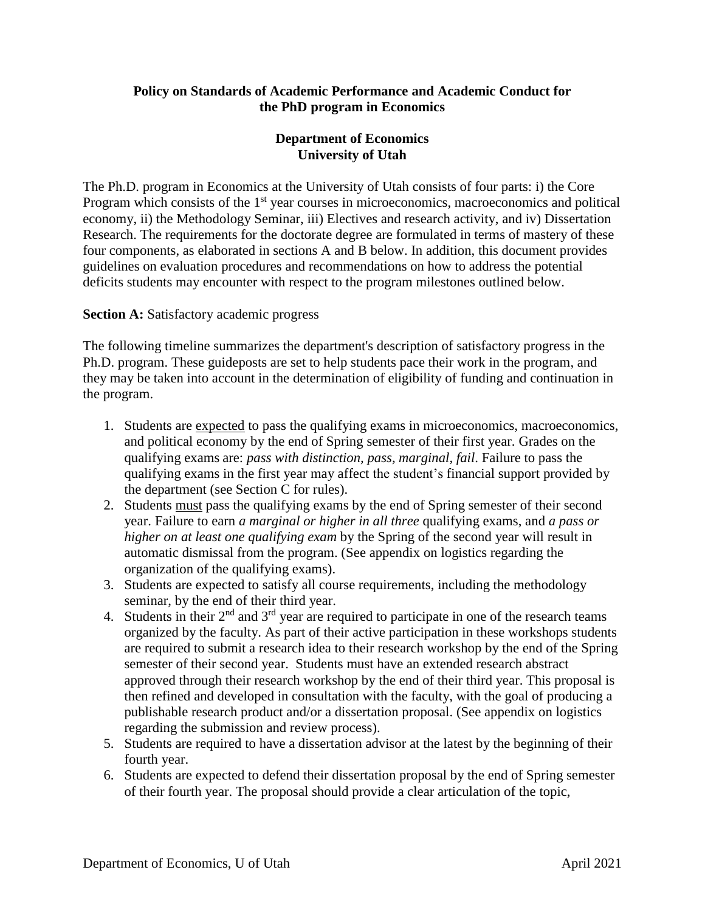**Policy on Standards of Academic Performance and Academic Conduct for the PhD program in Economics**

**Department of Economics**
**University of Utah**

The Ph.D. program in Economics at the University of Utah consists of four parts: i) the Core Program which consists of the 1st year courses in microeconomics, macroeconomics and political economy, ii) the Methodology Seminar, iii) Electives and research activity, and iv) Dissertation Research. The requirements for the doctorate degree are formulated in terms of mastery of these four components, as elaborated in sections A and B below. In addition, this document provides guidelines on evaluation procedures and recommendations on how to address the potential deficits students may encounter with respect to the program milestones outlined below.

**Section A:** Satisfactory academic progress

The following timeline summarizes the department's description of satisfactory progress in the Ph.D. program. These guideposts are set to help students pace their work in the program, and they may be taken into account in the determination of eligibility of funding and continuation in the program.

1. Students are expected to pass the qualifying exams in microeconomics, macroeconomics, and political economy by the end of Spring semester of their first year. Grades on the qualifying exams are: *pass with distinction, pass, marginal, fail*. Failure to pass the qualifying exams in the first year may affect the student's financial support provided by the department (see Section C for rules).
2. Students must pass the qualifying exams by the end of Spring semester of their second year. Failure to earn *a marginal or higher in all three* qualifying exams, and *a pass or higher on at least one qualifying exam* by the Spring of the second year will result in automatic dismissal from the program. (See appendix on logistics regarding the organization of the qualifying exams).
3. Students are expected to satisfy all course requirements, including the methodology seminar, by the end of their third year.
4. Students in their 2nd and 3rd year are required to participate in one of the research teams organized by the faculty. As part of their active participation in these workshops students are required to submit a research idea to their research workshop by the end of the Spring semester of their second year. Students must have an extended research abstract approved through their research workshop by the end of their third year. This proposal is then refined and developed in consultation with the faculty, with the goal of producing a publishable research product and/or a dissertation proposal. (See appendix on logistics regarding the submission and review process).
5. Students are required to have a dissertation advisor at the latest by the beginning of their fourth year.
6. Students are expected to defend their dissertation proposal by the end of Spring semester of their fourth year. The proposal should provide a clear articulation of the topic,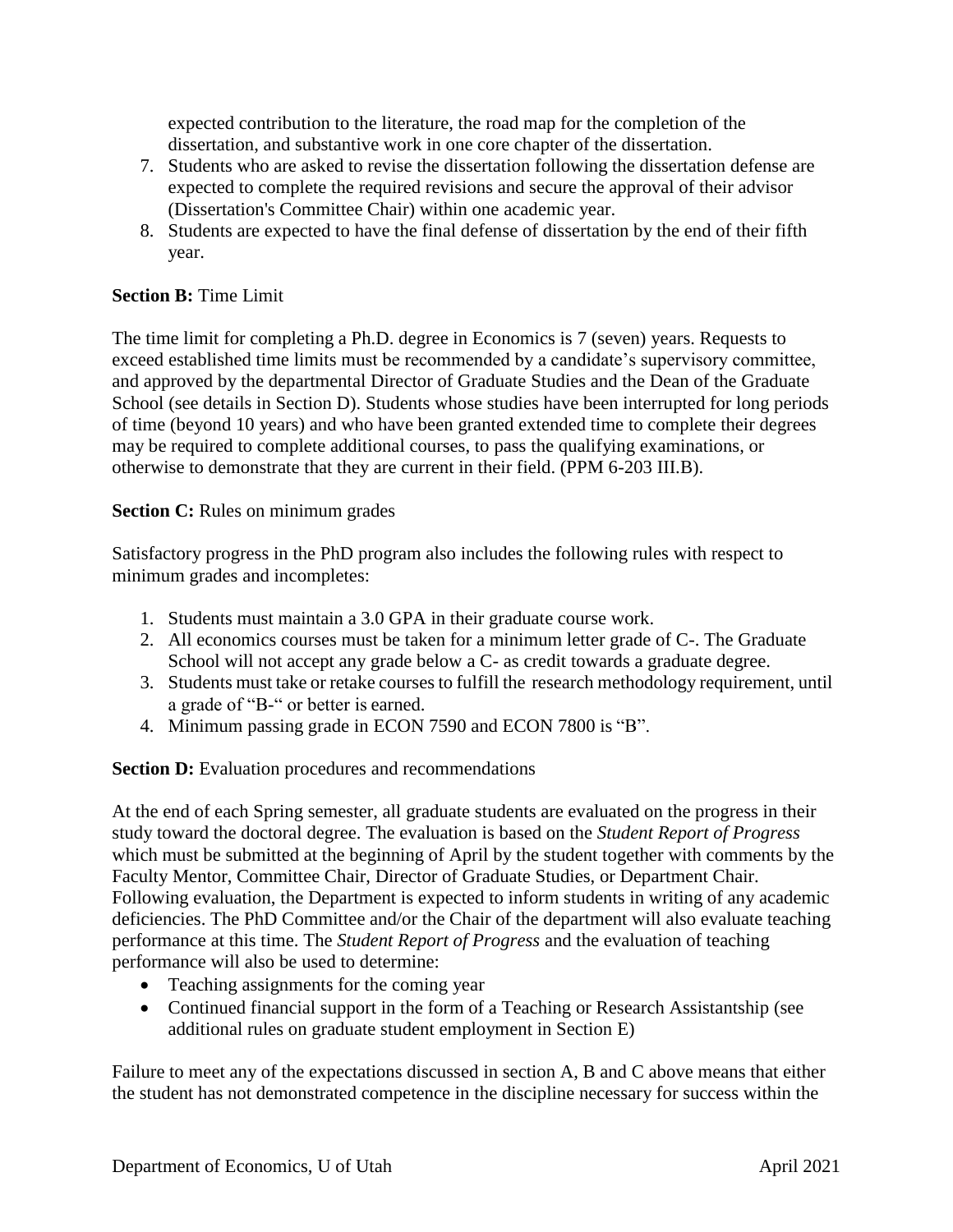expected contribution to the literature, the road map for the completion of the dissertation, and substantive work in one core chapter of the dissertation.

7. Students who are asked to revise the dissertation following the dissertation defense are expected to complete the required revisions and secure the approval of their advisor (Dissertation's Committee Chair) within one academic year.
8. Students are expected to have the final defense of dissertation by the end of their fifth year.

**Section B:** Time Limit

The time limit for completing a Ph.D. degree in Economics is 7 (seven) years. Requests to exceed established time limits must be recommended by a candidate's supervisory committee, and approved by the departmental Director of Graduate Studies and the Dean of the Graduate School (see details in Section D). Students whose studies have been interrupted for long periods of time (beyond 10 years) and who have been granted extended time to complete their degrees may be required to complete additional courses, to pass the qualifying examinations, or otherwise to demonstrate that they are current in their field. (PPM 6-203 III.B).

**Section C:** Rules on minimum grades

Satisfactory progress in the PhD program also includes the following rules with respect to minimum grades and incompletes:

1. Students must maintain a 3.0 GPA in their graduate course work.
2. All economics courses must be taken for a minimum letter grade of C-. The Graduate School will not accept any grade below a C- as credit towards a graduate degree.
3. Students must take or retake courses to fulfill the research methodology requirement, until a grade of "B-" or better is earned.
4. Minimum passing grade in ECON 7590 and ECON 7800 is "B".

**Section D:** Evaluation procedures and recommendations

At the end of each Spring semester, all graduate students are evaluated on the progress in their study toward the doctoral degree. The evaluation is based on the *Student Report of Progress* which must be submitted at the beginning of April by the student together with comments by the Faculty Mentor, Committee Chair, Director of Graduate Studies, or Department Chair. Following evaluation, the Department is expected to inform students in writing of any academic deficiencies. The PhD Committee and/or the Chair of the department will also evaluate teaching performance at this time. The *Student Report of Progress* and the evaluation of teaching performance will also be used to determine:

- Teaching assignments for the coming year
- Continued financial support in the form of a Teaching or Research Assistantship (see additional rules on graduate student employment in Section E)

Failure to meet any of the expectations discussed in section A, B and C above means that either the student has not demonstrated competence in the discipline necessary for success within the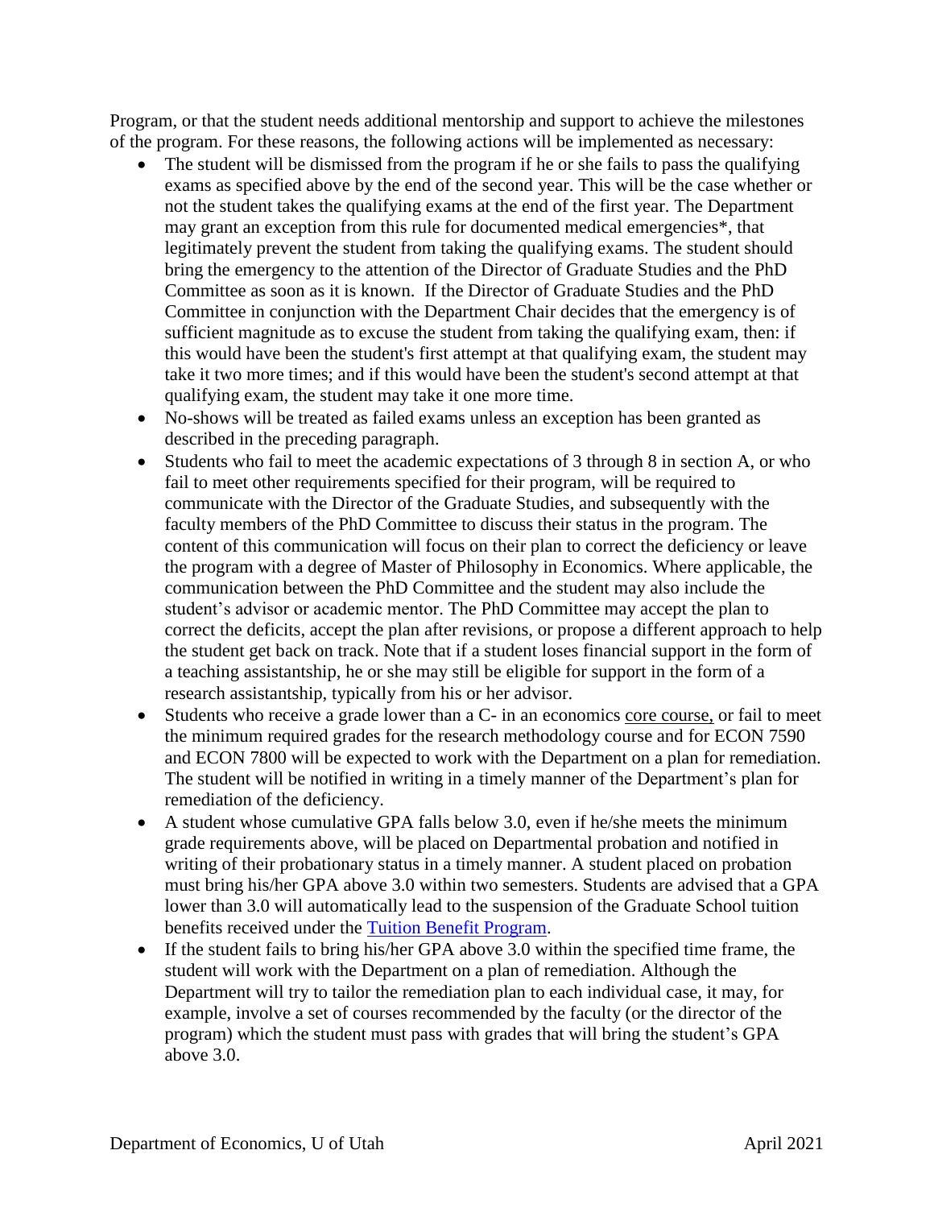Program, or that the student needs additional mentorship and support to achieve the milestones of the program. For these reasons, the following actions will be implemented as necessary:

- The student will be dismissed from the program if he or she fails to pass the qualifying exams as specified above by the end of the second year. This will be the case whether or not the student takes the qualifying exams at the end of the first year. The Department may grant an exception from this rule for documented medical emergencies*, that legitimately prevent the student from taking the qualifying exams. The student should bring the emergency to the attention of the Director of Graduate Studies and the PhD Committee as soon as it is known. If the Director of Graduate Studies and the PhD Committee in conjunction with the Department Chair decides that the emergency is of sufficient magnitude as to excuse the student from taking the qualifying exam, then: if this would have been the student's first attempt at that qualifying exam, the student may take it two more times; and if this would have been the student's second attempt at that qualifying exam, the student may take it one more time.
- No-shows will be treated as failed exams unless an exception has been granted as described in the preceding paragraph.
- Students who fail to meet the academic expectations of 3 through 8 in section A, or who fail to meet other requirements specified for their program, will be required to communicate with the Director of the Graduate Studies, and subsequently with the faculty members of the PhD Committee to discuss their status in the program. The content of this communication will focus on their plan to correct the deficiency or leave the program with a degree of Master of Philosophy in Economics. Where applicable, the communication between the PhD Committee and the student may also include the student's advisor or academic mentor. The PhD Committee may accept the plan to correct the deficits, accept the plan after revisions, or propose a different approach to help the student get back on track. Note that if a student loses financial support in the form of a teaching assistantship, he or she may still be eligible for support in the form of a research assistantship, typically from his or her advisor.
- Students who receive a grade lower than a C- in an economics core course, or fail to meet the minimum required grades for the research methodology course and for ECON 7590 and ECON 7800 will be expected to work with the Department on a plan for remediation. The student will be notified in writing in a timely manner of the Department's plan for remediation of the deficiency.
- A student whose cumulative GPA falls below 3.0, even if he/she meets the minimum grade requirements above, will be placed on Departmental probation and notified in writing of their probationary status in a timely manner. A student placed on probation must bring his/her GPA above 3.0 within two semesters. Students are advised that a GPA lower than 3.0 will automatically lead to the suspension of the Graduate School tuition benefits received under the Tuition Benefit Program.
- If the student fails to bring his/her GPA above 3.0 within the specified time frame, the student will work with the Department on a plan of remediation. Although the Department will try to tailor the remediation plan to each individual case, it may, for example, involve a set of courses recommended by the faculty (or the director of the program) which the student must pass with grades that will bring the student's GPA above 3.0.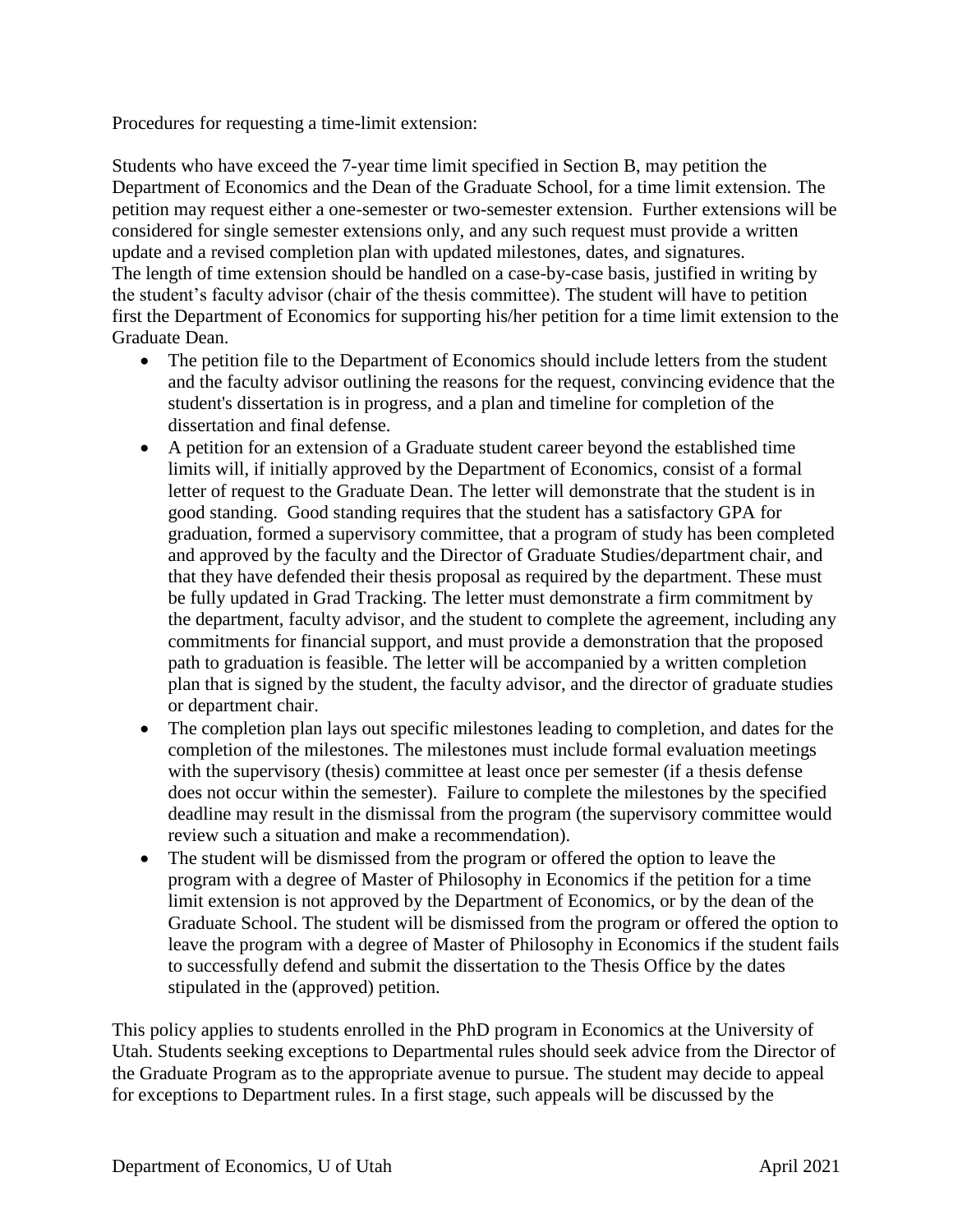Procedures for requesting a time-limit extension:

Students who have exceed the 7-year time limit specified in Section B, may petition the Department of Economics and the Dean of the Graduate School, for a time limit extension. The petition may request either a one-semester or two-semester extension. Further extensions will be considered for single semester extensions only, and any such request must provide a written update and a revised completion plan with updated milestones, dates, and signatures.
The length of time extension should be handled on a case-by-case basis, justified in writing by the student's faculty advisor (chair of the thesis committee). The student will have to petition first the Department of Economics for supporting his/her petition for a time limit extension to the Graduate Dean.

- The petition file to the Department of Economics should include letters from the student and the faculty advisor outlining the reasons for the request, convincing evidence that the student's dissertation is in progress, and a plan and timeline for completion of the dissertation and final defense.
- A petition for an extension of a Graduate student career beyond the established time limits will, if initially approved by the Department of Economics, consist of a formal letter of request to the Graduate Dean. The letter will demonstrate that the student is in good standing. Good standing requires that the student has a satisfactory GPA for graduation, formed a supervisory committee, that a program of study has been completed and approved by the faculty and the Director of Graduate Studies/department chair, and that they have defended their thesis proposal as required by the department. These must be fully updated in Grad Tracking. The letter must demonstrate a firm commitment by the department, faculty advisor, and the student to complete the agreement, including any commitments for financial support, and must provide a demonstration that the proposed path to graduation is feasible. The letter will be accompanied by a written completion plan that is signed by the student, the faculty advisor, and the director of graduate studies or department chair.
- The completion plan lays out specific milestones leading to completion, and dates for the completion of the milestones. The milestones must include formal evaluation meetings with the supervisory (thesis) committee at least once per semester (if a thesis defense does not occur within the semester). Failure to complete the milestones by the specified deadline may result in the dismissal from the program (the supervisory committee would review such a situation and make a recommendation).
- The student will be dismissed from the program or offered the option to leave the program with a degree of Master of Philosophy in Economics if the petition for a time limit extension is not approved by the Department of Economics, or by the dean of the Graduate School. The student will be dismissed from the program or offered the option to leave the program with a degree of Master of Philosophy in Economics if the student fails to successfully defend and submit the dissertation to the Thesis Office by the dates stipulated in the (approved) petition.

This policy applies to students enrolled in the PhD program in Economics at the University of Utah. Students seeking exceptions to Departmental rules should seek advice from the Director of the Graduate Program as to the appropriate avenue to pursue. The student may decide to appeal for exceptions to Department rules. In a first stage, such appeals will be discussed by the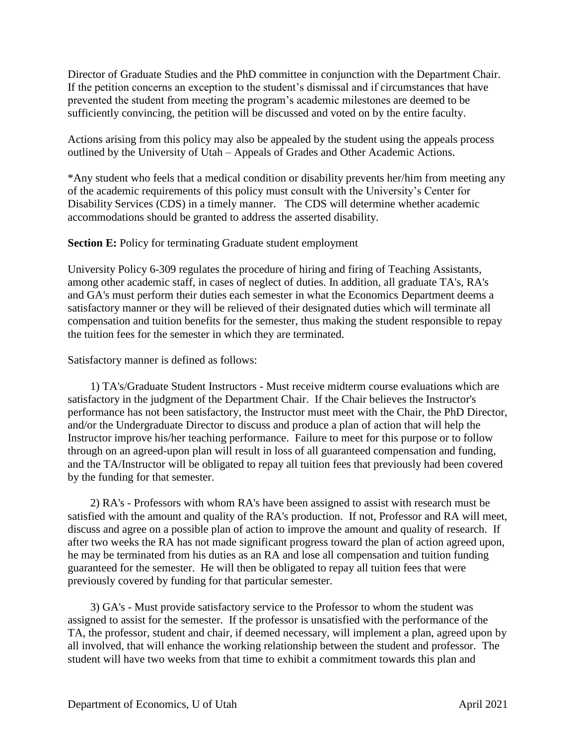Director of Graduate Studies and the PhD committee in conjunction with the Department Chair. If the petition concerns an exception to the student's dismissal and if circumstances that have prevented the student from meeting the program's academic milestones are deemed to be sufficiently convincing, the petition will be discussed and voted on by the entire faculty.

Actions arising from this policy may also be appealed by the student using the appeals process outlined by the University of Utah – Appeals of Grades and Other Academic Actions.

*Any student who feels that a medical condition or disability prevents her/him from meeting any of the academic requirements of this policy must consult with the University's Center for Disability Services (CDS) in a timely manner. The CDS will determine whether academic accommodations should be granted to address the asserted disability.

**Section E:** Policy for terminating Graduate student employment

University Policy 6-309 regulates the procedure of hiring and firing of Teaching Assistants, among other academic staff, in cases of neglect of duties. In addition, all graduate TA's, RA's and GA's must perform their duties each semester in what the Economics Department deems a satisfactory manner or they will be relieved of their designated duties which will terminate all compensation and tuition benefits for the semester, thus making the student responsible to repay the tuition fees for the semester in which they are terminated.

Satisfactory manner is defined as follows:

1) TA's/Graduate Student Instructors - Must receive midterm course evaluations which are satisfactory in the judgment of the Department Chair. If the Chair believes the Instructor's performance has not been satisfactory, the Instructor must meet with the Chair, the PhD Director, and/or the Undergraduate Director to discuss and produce a plan of action that will help the Instructor improve his/her teaching performance. Failure to meet for this purpose or to follow through on an agreed-upon plan will result in loss of all guaranteed compensation and funding, and the TA/Instructor will be obligated to repay all tuition fees that previously had been covered by the funding for that semester.

2) RA's - Professors with whom RA's have been assigned to assist with research must be satisfied with the amount and quality of the RA's production. If not, Professor and RA will meet, discuss and agree on a possible plan of action to improve the amount and quality of research. If after two weeks the RA has not made significant progress toward the plan of action agreed upon, he may be terminated from his duties as an RA and lose all compensation and tuition funding guaranteed for the semester. He will then be obligated to repay all tuition fees that were previously covered by funding for that particular semester.

3) GA's - Must provide satisfactory service to the Professor to whom the student was assigned to assist for the semester. If the professor is unsatisfied with the performance of the TA, the professor, student and chair, if deemed necessary, will implement a plan, agreed upon by all involved, that will enhance the working relationship between the student and professor. The student will have two weeks from that time to exhibit a commitment towards this plan and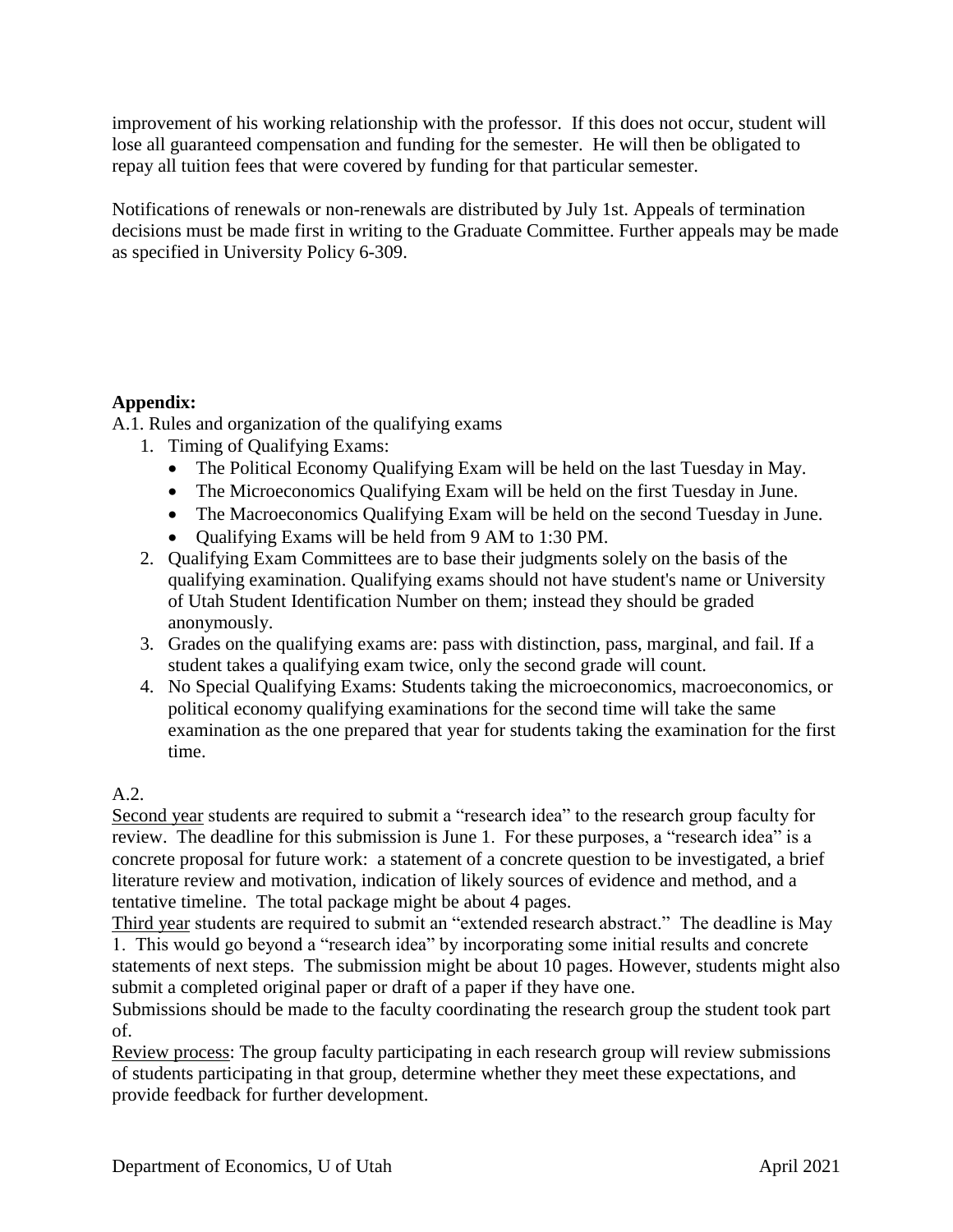improvement of his working relationship with the professor. If this does not occur, student will lose all guaranteed compensation and funding for the semester. He will then be obligated to repay all tuition fees that were covered by funding for that particular semester.

Notifications of renewals or non-renewals are distributed by July 1st. Appeals of termination decisions must be made first in writing to the Graduate Committee. Further appeals may be made as specified in University Policy 6-309.

**Appendix:**

A.1. Rules and organization of the qualifying exams

1. Timing of Qualifying Exams:
   - The Political Economy Qualifying Exam will be held on the last Tuesday in May.
   - The Microeconomics Qualifying Exam will be held on the first Tuesday in June.
   - The Macroeconomics Qualifying Exam will be held on the second Tuesday in June.
   - Qualifying Exams will be held from 9 AM to 1:30 PM.
2. Qualifying Exam Committees are to base their judgments solely on the basis of the qualifying examination. Qualifying exams should not have student's name or University of Utah Student Identification Number on them; instead they should be graded anonymously.
3. Grades on the qualifying exams are: pass with distinction, pass, marginal, and fail. If a student takes a qualifying exam twice, only the second grade will count.
4. No Special Qualifying Exams: Students taking the microeconomics, macroeconomics, or political economy qualifying examinations for the second time will take the same examination as the one prepared that year for students taking the examination for the first time.

A.2.

<u>Second year</u> students are required to submit a "research idea" to the research group faculty for review. The deadline for this submission is June 1. For these purposes, a "research idea" is a concrete proposal for future work: a statement of a concrete question to be investigated, a brief literature review and motivation, indication of likely sources of evidence and method, and a tentative timeline. The total package might be about 4 pages.

<u>Third year</u> students are required to submit an "extended research abstract." The deadline is May 1. This would go beyond a "research idea" by incorporating some initial results and concrete statements of next steps. The submission might be about 10 pages. However, students might also submit a completed original paper or draft of a paper if they have one.

Submissions should be made to the faculty coordinating the research group the student took part of.

<u>Review process</u>: The group faculty participating in each research group will review submissions of students participating in that group, determine whether they meet these expectations, and provide feedback for further development.